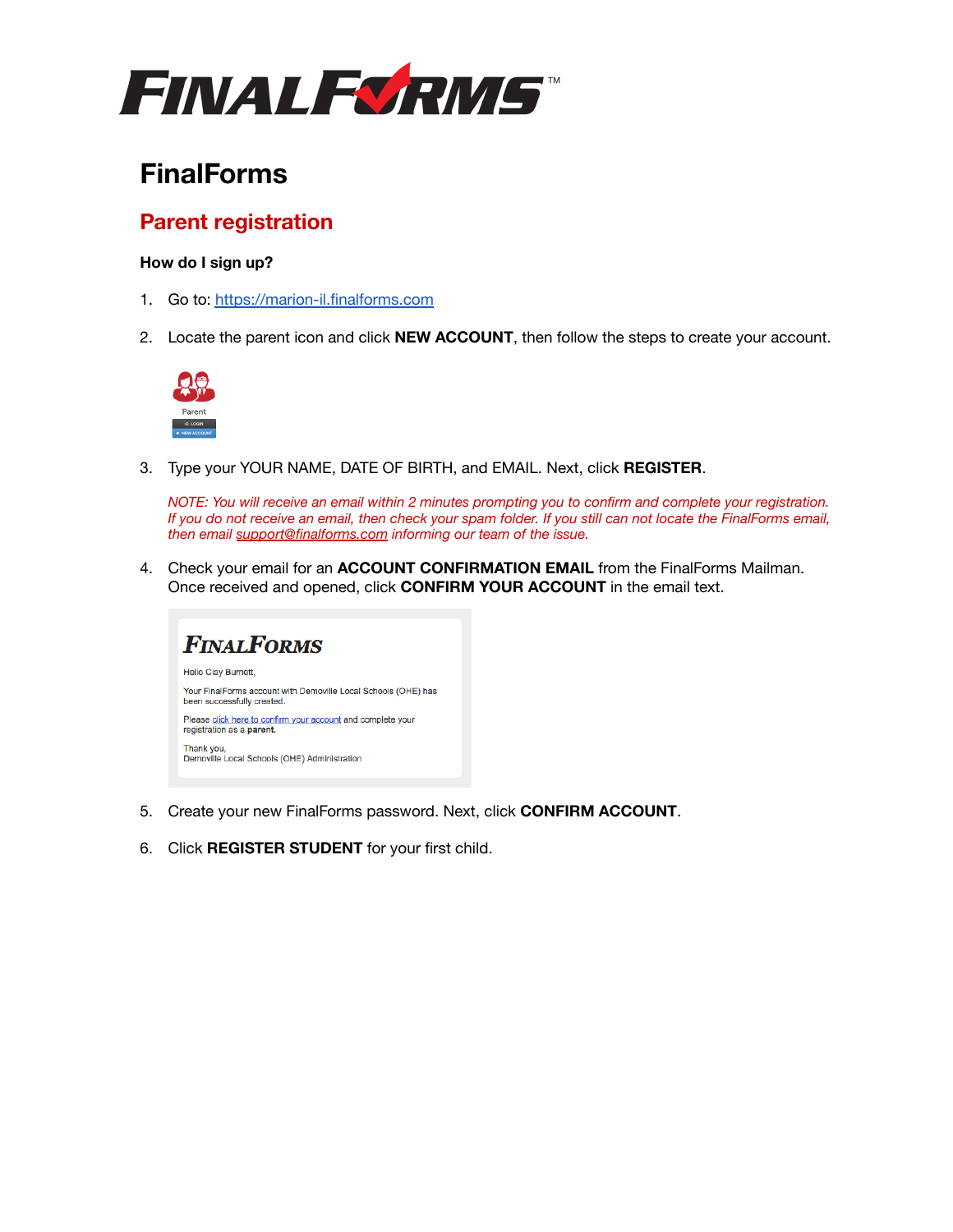# FinalForms

## Parent registration

### How do I sign up?

1. Go to: [https://marion-il.finalforms.com](https://marion-il.finalforms.com)

2. Locate the parent icon and click **NEW ACCOUNT**, then follow the steps to create your account.

3. Type your YOUR NAME, DATE OF BIRTH, and EMAIL. Next, click **REGISTER**.

   *NOTE: You will receive an email within 2 minutes prompting you to confirm and complete your registration. If you do not receive an email, then check your spam folder. If you still can not locate the FinalForms email, then email [support@finalforms.com](mailto:support@finalforms.com) informing our team of the issue.*

4. Check your email for an **ACCOUNT CONFIRMATION EMAIL** from the FinalForms Mailman. Once received and opened, click **CONFIRM YOUR ACCOUNT** in the email text.

5. Create your new FinalForms password. Next, click **CONFIRM ACCOUNT**.

6. Click **REGISTER STUDENT** for your first child.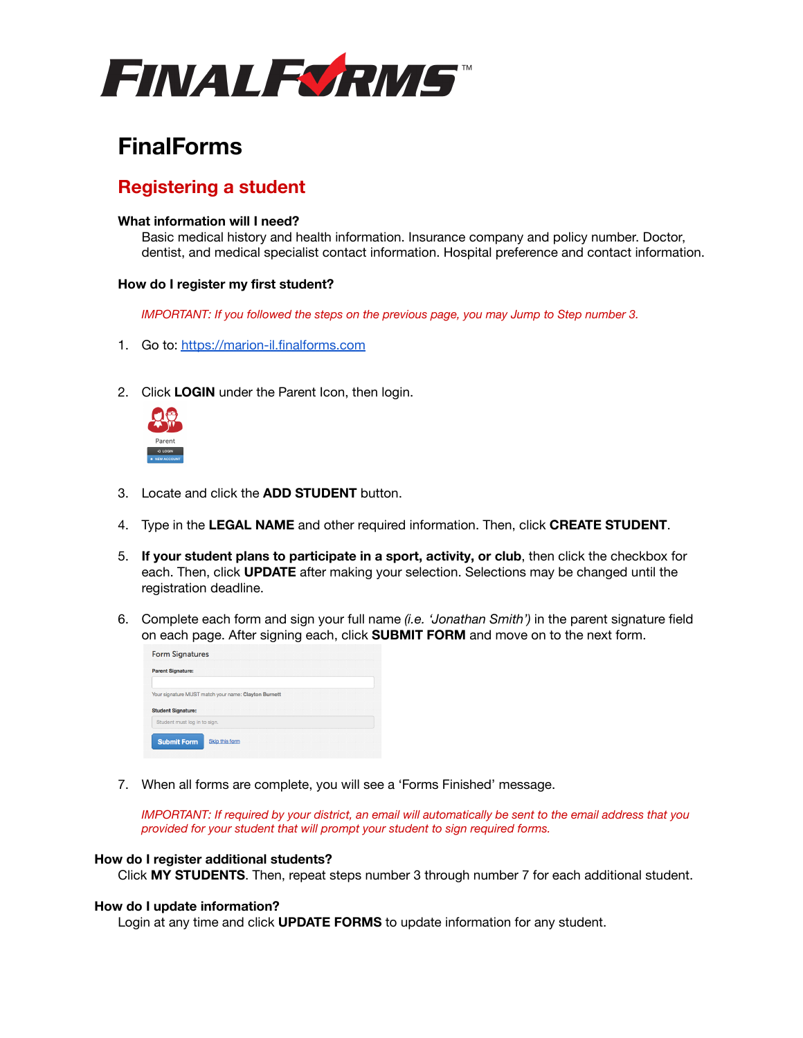# FinalForms

## Registering a student

**What information will I need?**

Basic medical history and health information. Insurance company and policy number. Doctor, dentist, and medical specialist contact information. Hospital preference and contact information.

**How do I register my first student?**

*IMPORTANT: If you followed the steps on the previous page, you may Jump to Step number 3.*

1. Go to: https://marion-il.finalforms.com

2. Click **LOGIN** under the Parent Icon, then login.

3. Locate and click the **ADD STUDENT** button.

4. Type in the **LEGAL NAME** and other required information. Then, click **CREATE STUDENT**.

5. **If your student plans to participate in a sport, activity, or club**, then click the checkbox for each. Then, click **UPDATE** after making your selection. Selections may be changed until the registration deadline.

6. Complete each form and sign your full name *(i.e. 'Jonathan Smith')* in the parent signature field on each page. After signing each, click **SUBMIT FORM** and move on to the next form.

7. When all forms are complete, you will see a 'Forms Finished' message.

*IMPORTANT: If required by your district, an email will automatically be sent to the email address that you provided for your student that will prompt your student to sign required forms.*

**How do I register additional students?**

Click **MY STUDENTS**. Then, repeat steps number 3 through number 7 for each additional student.

**How do I update information?**

Login at any time and click **UPDATE FORMS** to update information for any student.